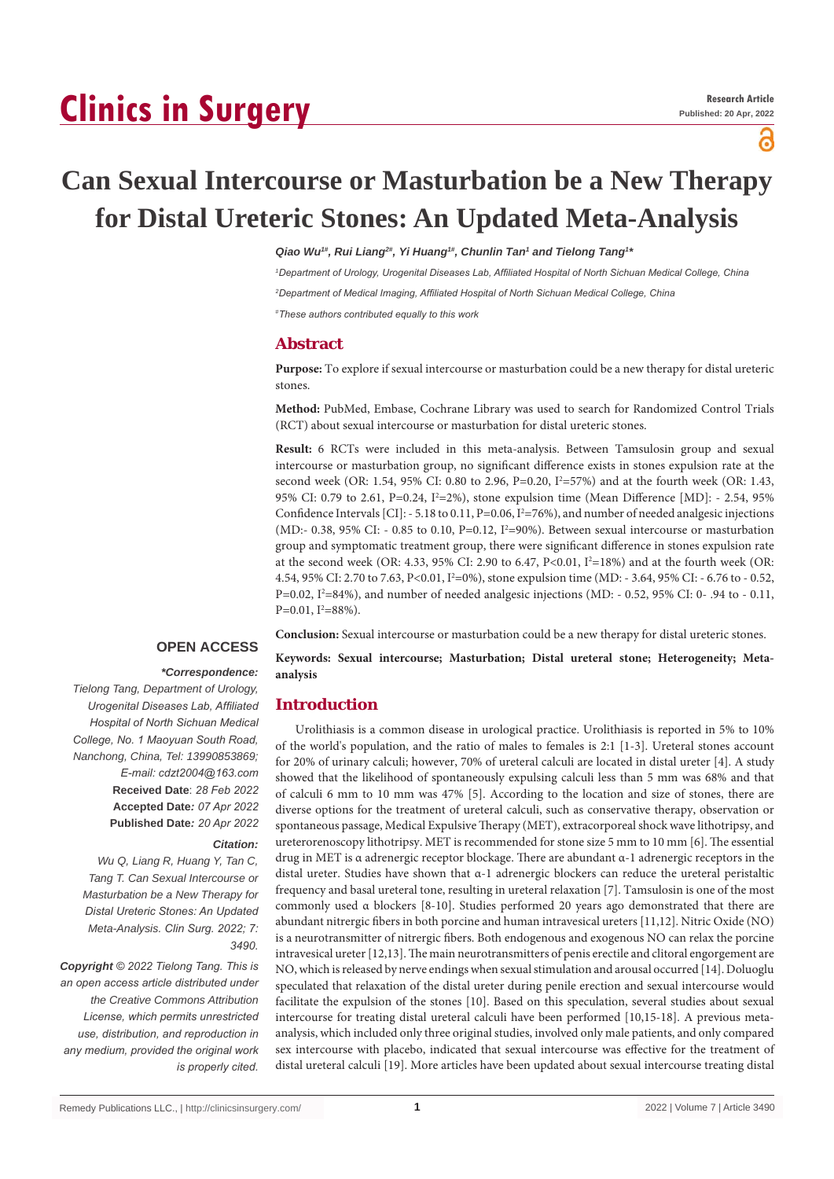# Clinics in Surgery

**Research Article**
**Published: 20 Apr, 2022**

# Can Sexual Intercourse or Masturbation be a New Therapy for Distal Ureteric Stones: An Updated Meta-Analysis

*Qiao Wu[1#], Rui Liang[2#], Yi Huang[1#], Chunlin Tan[1] and Tielong Tang[1]**

[1]*Department of Urology, Urogenital Diseases Lab, Affiliated Hospital of North Sichuan Medical College, China*

[2]*Department of Medical Imaging, Affiliated Hospital of North Sichuan Medical College, China*

[#]*These authors contributed equally to this work*

## Abstract

**Purpose:** To explore if sexual intercourse or masturbation could be a new therapy for distal ureteric stones.

**Method:** PubMed, Embase, Cochrane Library was used to search for Randomized Control Trials (RCT) about sexual intercourse or masturbation for distal ureteric stones.

**Result:** 6 RCTs were included in this meta-analysis. Between Tamsulosin group and sexual intercourse or masturbation group, no significant difference exists in stones expulsion rate at the second week (OR: 1.54, 95% CI: 0.80 to 2.96, P=0.20, $I^2$=57%) and at the fourth week (OR: 1.43, 95% CI: 0.79 to 2.61, P=0.24, $I^2$=2%), stone expulsion time (Mean Difference [MD]: - 2.54, 95% Confidence Intervals [CI]: - 5.18 to 0.11, P=0.06, $I^2$=76%), and number of needed analgesic injections (MD:- 0.38, 95% CI: - 0.85 to 0.10, P=0.12, $I^2$=90%). Between sexual intercourse or masturbation group and symptomatic treatment group, there were significant difference in stones expulsion rate at the second week (OR: 4.33, 95% CI: 2.90 to 6.47, P<0.01, $I^2$=18%) and at the fourth week (OR: 4.54, 95% CI: 2.70 to 7.63, P<0.01, $I^2$=0%), stone expulsion time (MD: - 3.64, 95% CI: - 6.76 to - 0.52, P=0.02, $I^2$=84%), and number of needed analgesic injections (MD: - 0.52, 95% CI: 0- .94 to - 0.11, P=0.01, $I^2$=88%).

**Conclusion:** Sexual intercourse or masturbation could be a new therapy for distal ureteric stones.

**Keywords: Sexual intercourse; Masturbation; Distal ureteral stone; Heterogeneity; Meta-analysis**

**OPEN ACCESS**

***Correspondence:***

*Tielong Tang, Department of Urology, Urogenital Diseases Lab, Affiliated Hospital of North Sichuan Medical College, No. 1 Maoyuan South Road, Nanchong, China, Tel: 13990853869;*
*E-mail: cdzt2004@163.com*

**Received Date**: *28 Feb 2022*
**Accepted Date***: 07 Apr 2022*
**Published Date***: 20 Apr 2022*

***Citation:***

*Wu Q, Liang R, Huang Y, Tan C, Tang T. Can Sexual Intercourse or Masturbation be a New Therapy for Distal Ureteric Stones: An Updated Meta-Analysis. Clin Surg. 2022; 7: 3490.*

***Copyright** © 2022 Tielong Tang. This is an open access article distributed under the Creative Commons Attribution License, which permits unrestricted use, distribution, and reproduction in any medium, provided the original work is properly cited.*

## Introduction

Urolithiasis is a common disease in urological practice. Urolithiasis is reported in 5% to 10% of the world's population, and the ratio of males to females is 2:1 [1-3]. Ureteral stones account for 20% of urinary calculi; however, 70% of ureteral calculi are located in distal ureter [4]. A study showed that the likelihood of spontaneously expulsing calculi less than 5 mm was 68% and that of calculi 6 mm to 10 mm was 47% [5]. According to the location and size of stones, there are diverse options for the treatment of ureteral calculi, such as conservative therapy, observation or spontaneous passage, Medical Expulsive Therapy (MET), extracorporeal shock wave lithotripsy, and ureterorenoscopy lithotripsy. MET is recommended for stone size 5 mm to 10 mm [6]. The essential drug in MET is α adrenergic receptor blockage. There are abundant α-1 adrenergic receptors in the distal ureter. Studies have shown that α-1 adrenergic blockers can reduce the ureteral peristaltic frequency and basal ureteral tone, resulting in ureteral relaxation [7]. Tamsulosin is one of the most commonly used α blockers [8-10]. Studies performed 20 years ago demonstrated that there are abundant nitrergic fibers in both porcine and human intravesical ureters [11,12]. Nitric Oxide (NO) is a neurotransmitter of nitrergic fibers. Both endogenous and exogenous NO can relax the porcine intravesical ureter [12,13]. The main neurotransmitters of penis erectile and clitoral engorgement are NO, which is released by nerve endings when sexual stimulation and arousal occurred [14]. Doluoglu speculated that relaxation of the distal ureter during penile erection and sexual intercourse would facilitate the expulsion of the stones [10]. Based on this speculation, several studies about sexual intercourse for treating distal ureteral calculi have been performed [10,15-18]. A previous meta-analysis, which included only three original studies, involved only male patients, and only compared sex intercourse with placebo, indicated that sexual intercourse was effective for the treatment of distal ureteral calculi [19]. More articles have been updated about sexual intercourse treating distal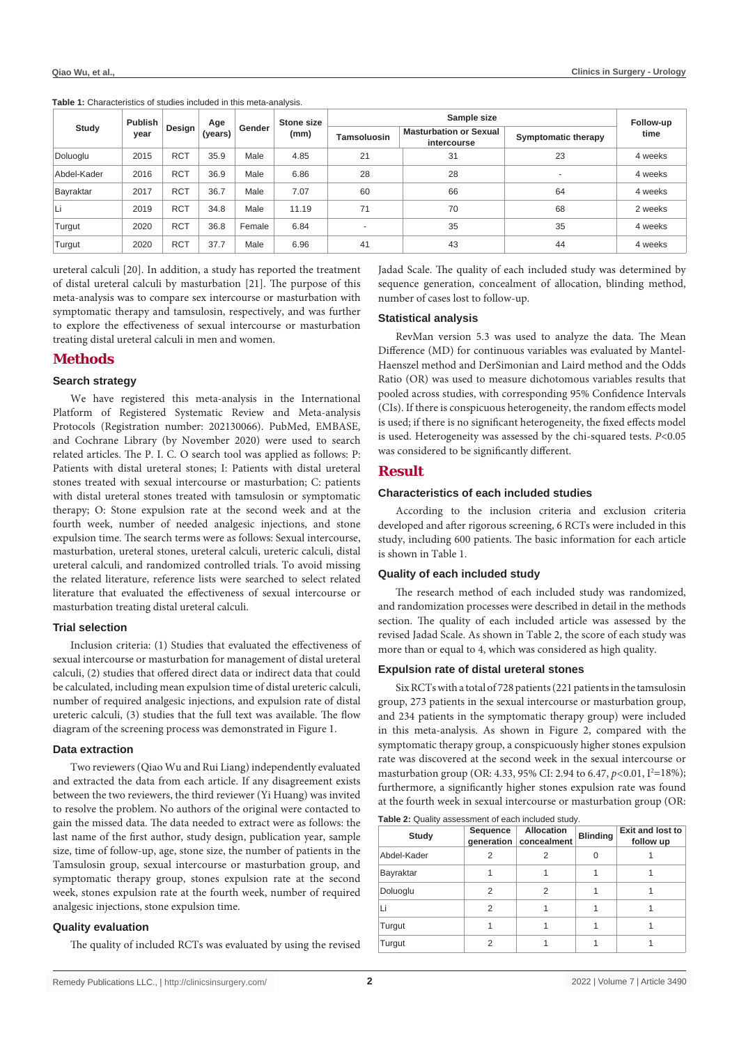**Table 1:** Characteristics of studies included in this meta-analysis.

| Study | Publish year | Design | Age (years) | Gender | Stone size (mm) | Sample size | | | Follow-up time |
|---|---|---|---|---|---|---|---|---|---|
| | | | | | | Tamsoluosin | Masturbation or Sexual intercourse | Symptomatic therapy | |
| Doluoglu | 2015 | RCT | 35.9 | Male | 4.85 | 21 | 31 | 23 | 4 weeks |
| Abdel-Kader | 2016 | RCT | 36.9 | Male | 6.86 | 28 | 28 | - | 4 weeks |
| Bayraktar | 2017 | RCT | 36.7 | Male | 7.07 | 60 | 66 | 64 | 4 weeks |
| Li | 2019 | RCT | 34.8 | Male | 11.19 | 71 | 70 | 68 | 2 weeks |
| Turgut | 2020 | RCT | 36.8 | Female | 6.84 | - | 35 | 35 | 4 weeks |
| Turgut | 2020 | RCT | 37.7 | Male | 6.96 | 41 | 43 | 44 | 4 weeks |

ureteral calculi [20]. In addition, a study has reported the treatment of distal ureteral calculi by masturbation [21]. The purpose of this meta-analysis was to compare sex intercourse or masturbation with symptomatic therapy and tamsulosin, respectively, and was further to explore the effectiveness of sexual intercourse or masturbation treating distal ureteral calculi in men and women.

## Methods

### Search strategy

We have registered this meta-analysis in the International Platform of Registered Systematic Review and Meta-analysis Protocols (Registration number: 202130066). PubMed, EMBASE, and Cochrane Library (by November 2020) were used to search related articles. The P. I. C. O search tool was applied as follows: P: Patients with distal ureteral stones; I: Patients with distal ureteral stones treated with sexual intercourse or masturbation; C: patients with distal ureteral stones treated with tamsulosin or symptomatic therapy; O: Stone expulsion rate at the second week and at the fourth week, number of needed analgesic injections, and stone expulsion time. The search terms were as follows: Sexual intercourse, masturbation, ureteral stones, ureteral calculi, ureteric calculi, distal ureteral calculi, and randomized controlled trials. To avoid missing the related literature, reference lists were searched to select related literature that evaluated the effectiveness of sexual intercourse or masturbation treating distal ureteral calculi.

### Trial selection

Inclusion criteria: (1) Studies that evaluated the effectiveness of sexual intercourse or masturbation for management of distal ureteral calculi, (2) studies that offered direct data or indirect data that could be calculated, including mean expulsion time of distal ureteric calculi, number of required analgesic injections, and expulsion rate of distal ureteric calculi, (3) studies that the full text was available. The flow diagram of the screening process was demonstrated in Figure 1.

### Data extraction

Two reviewers (Qiao Wu and Rui Liang) independently evaluated and extracted the data from each article. If any disagreement exists between the two reviewers, the third reviewer (Yi Huang) was invited to resolve the problem. No authors of the original were contacted to gain the missed data. The data needed to extract were as follows: the last name of the first author, study design, publication year, sample size, time of follow-up, age, stone size, the number of patients in the Tamsulosin group, sexual intercourse or masturbation group, and symptomatic therapy group, stones expulsion rate at the second week, stones expulsion rate at the fourth week, number of required analgesic injections, stone expulsion time.

### Quality evaluation

The quality of included RCTs was evaluated by using the revised Jadad Scale. The quality of each included study was determined by sequence generation, concealment of allocation, blinding method, number of cases lost to follow-up.

### Statistical analysis

RevMan version 5.3 was used to analyze the data. The Mean Difference (MD) for continuous variables was evaluated by Mantel-Haenszel method and DerSimonian and Laird method and the Odds Ratio (OR) was used to measure dichotomous variables results that pooled across studies, with corresponding 95% Confidence Intervals (CIs). If there is conspicuous heterogeneity, the random effects model is used; if there is no significant heterogeneity, the fixed effects model is used. Heterogeneity was assessed by the chi-squared tests. $P<0.05$ was considered to be significantly different.

## Result

### Characteristics of each included studies

According to the inclusion criteria and exclusion criteria developed and after rigorous screening, 6 RCTs were included in this study, including 600 patients. The basic information for each article is shown in Table 1.

### Quality of each included study

The research method of each included study was randomized, and randomization processes were described in detail in the methods section. The quality of each included article was assessed by the revised Jadad Scale. As shown in Table 2, the score of each study was more than or equal to 4, which was considered as high quality.

### Expulsion rate of distal ureteral stones

Six RCTs with a total of 728 patients (221 patients in the tamsulosin group, 273 patients in the sexual intercourse or masturbation group, and 234 patients in the symptomatic therapy group) were included in this meta-analysis. As shown in Figure 2, compared with the symptomatic therapy group, a conspicuously higher stones expulsion rate was discovered at the second week in the sexual intercourse or masturbation group (OR: 4.33, 95% CI: 2.94 to 6.47, $p<0.01$, $I^2=18\%$); furthermore, a significantly higher stones expulsion rate was found at the fourth week in sexual intercourse or masturbation group (OR:

**Table 2:** Quality assessment of each included study.

| Study | Sequence generation | Allocation concealment | Blinding | Exit and lost to follow up |
|---|---|---|---|---|
| Abdel-Kader | 2 | 2 | 0 | 1 |
| Bayraktar | 1 | 1 | 1 | 1 |
| Doluoglu | 2 | 2 | 1 | 1 |
| Li | 2 | 1 | 1 | 1 |
| Turgut | 1 | 1 | 1 | 1 |
| Turgut | 2 | 1 | 1 | 1 |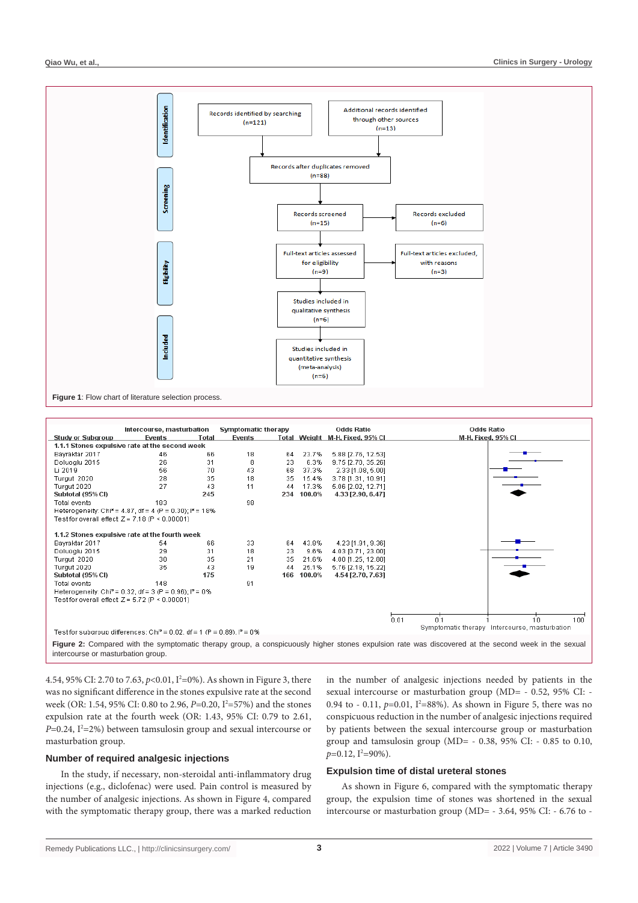Identification

Records identified by searching (n=121)

Additional records identified through other sources (n=13)

Records after duplicates removed (n=88)

Screening

Records screened (n=15)

Records excluded (n=6)

Eligibility

Full-text articles assessed for eligibility (n=9)

Full-text articles excluded, with reasons (n=3)

Included

Studies included in qualitative synthesis (n=6)

Studies included in quantitative synthesis (meta-analysis) (n=6)

**Figure 1**: Flow chart of literature selection process.

Intercourse, masturbation | Symptomatic therapy | Odds Ratio | Odds Ratio

Study or Subgroup | Events | Total | Events | Total | Weight | M-H, Fixed, 95% CI | M-H, Fixed, 95% CI

1.1.1 Stones expulsive rate at the second week

Bayraktar 2017 46 66 18 64 23.7% 5.88 [2.76, 12.53]

Doluoglu 2015 26 31 8 23 6.3% 9.75 [2.70, 35.26]

Li 2019 56 70 43 68 37.3% 2.33 [1.08, 5.00]

Turgut 2020 28 35 18 35 15.4% 3.78 [1.31, 10.91]

Turgut 2020 27 43 11 44 17.3% 5.06 [2.02, 12.71]

**Subtotal (95% CI)** **245** **234** **100.0%** **4.33 [2.90, 6.47]**

Total events 183 98

Heterogeneity: Chi² = 4.87, df = 4 (P = 0.30); I² = 18%

Test for overall effect: Z = 7.18 (P < 0.00001)

1.1.2 Stones expulsive rate at the fourth week

Bayraktar 2017 54 66 33 64 43.8% 4.23 [1.91, 9.36]

Doluoglu 2015 29 31 18 23 9.6% 4.03 [0.71, 23.00]

Turgut 2020 30 35 21 35 21.6% 4.00 [1.25, 12.80]

Turgut 2020 35 43 19 44 25.1% 5.76 [2.18, 15.22]

**Subtotal (95% CI)** **175** **166** **100.0%** **4.54 [2.70, 7.63]**

Total events 148 91

Heterogeneity: Chi² = 0.32, df = 3 (P = 0.96); I² = 0%

Test for overall effect: Z = 5.72 (P < 0.00001)

Test for subgroup differences: Chi² = 0.02, df = 1 (P = 0.89), I² = 0%

0.01 0.1 1 10 100

Symptomatic therapy Intercourse, masturbation

**Figure 2:** Compared with the symptomatic therapy group, a conspicuously higher stones expulsion rate was discovered at the second week in the sexual intercourse or masturbation group.

4.54, 95% CI: 2.70 to 7.63, $p<0.01$, $I^2=0\%$). As shown in Figure 3, there was no significant difference in the stones expulsive rate at the second week (OR: 1.54, 95% CI: 0.80 to 2.96, $P=0.20$, $I^2=57\%$) and the stones expulsion rate at the fourth week (OR: 1.43, 95% CI: 0.79 to 2.61, $P=0.24$, $I^2=2\%$) between tamsulosin group and sexual intercourse or masturbation group.

### Number of required analgesic injections

In the study, if necessary, non-steroidal anti-inflammatory drug injections (e.g., diclofenac) were used. Pain control is measured by the number of analgesic injections. As shown in Figure 4, compared with the symptomatic therapy group, there was a marked reduction in the number of analgesic injections needed by patients in the sexual intercourse or masturbation group (MD= - 0.52, 95% CI: - 0.94 to - 0.11, $p=0.01$, $I^2=88\%$). As shown in Figure 5, there was no conspicuous reduction in the number of analgesic injections required by patients between the sexual intercourse group or masturbation group and tamsulosin group (MD= - 0.38, 95% CI: - 0.85 to 0.10, $p=0.12$, $I^2=90\%$).

### Expulsion time of distal ureteral stones

As shown in Figure 6, compared with the symptomatic therapy group, the expulsion time of stones was shortened in the sexual intercourse or masturbation group (MD= - 3.64, 95% CI: - 6.76 to -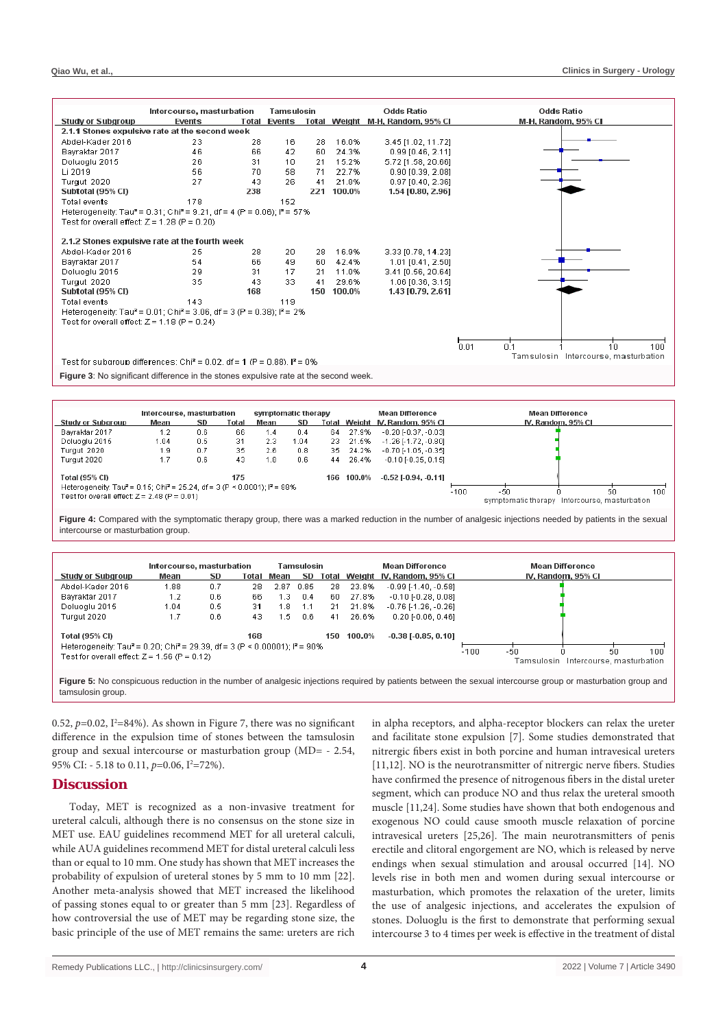Intercourse, masturbation Tamsulosin Odds Ratio Odds Ratio

Study or Subgroup Events Total Events Total Weight M-H, Random, 95% CI M-H, Random, 95% CI

2.1.1 Stones expulsive rate at the second week

Abdel-Kader 2016 23 28 16 28 16.0% 3.45 [1.02, 11.72]

Bayraktar 2017 46 66 42 60 24.3% 0.99 [0.46, 2.11]

Doluoglu 2015 26 31 10 21 15.2% 5.72 [1.58, 20.66]

Li 2019 56 70 58 71 22.7% 0.90 [0.39, 2.08]

Turgut 2020 27 43 26 41 21.8% 0.97 [0.40, 2.36]

Subtotal (95% CI) 238 221 100.0% 1.54 [0.80, 2.96]

Total events 178 152

Heterogeneity: $Tau^2 = 0.31$; $Chi^2 = 9.21$, df = 4 (P = 0.06); $I^2 = 57\%$

Test for overall effect: Z = 1.28 (P = 0.20)

2.1.2 Stones expulsive rate at the fourth week

Abdel-Kader 2016 25 28 20 28 16.9% 3.33 [0.78, 14.23]

Bayraktar 2017 54 66 49 60 42.4% 1.01 [0.41, 2.50]

Doluoglu 2015 29 31 17 21 11.0% 3.41 [0.56, 20.64]

Turgut 2020 35 43 33 41 29.6% 1.06 [0.36, 3.15]

Subtotal (95% CI) 168 150 100.0% 1.43 [0.79, 2.61]

Total events 143 119

Heterogeneity: $Tau^2 = 0.01$; $Chi^2 = 3.06$, df = 3 (P = 0.38); $I^2 = 2\%$

Test for overall effect: Z = 1.18 (P = 0.24)

Test for subgroup differences: $Chi^2 = 0.02$. df = 1 (P = 0.88). $I^2 = 0\%$

0.01 0.1 1 10 100

Tamsulosin Intercourse, masturbation

**Figure 3**: No significant difference in the stones expulsive rate at the second week.

Intercourse, masturbation symptomatic therapy Mean Difference Mean Difference

Study or Subgroup Mean SD Total Mean SD Total Weight IV, Random, 95% CI IV, Random, 95% CI

Bayraktar 2017 1.2 0.6 66 1.4 0.4 64 27.9% -0.20 [-0.37, -0.03]

Doluoglu 2015 1.04 0.5 31 2.3 1.04 23 21.5% -1.26 [-1.72, -0.80]

Turgut 2020 1.9 0.7 35 2.6 0.8 35 24.2% -0.70 [-1.05, -0.35]

Turgut 2020 1.7 0.6 43 1.8 0.6 44 26.4% -0.10 [-0.35, 0.15]

Total (95% CI) 175 166 100.0% -0.52 [-0.94, -0.11]

Heterogeneity: $Tau^2 = 0.15$; $Chi^2 = 25.24$, df = 3 (P < 0.0001); $I^2 = 88\%$

Test for overall effect: Z = 2.48 (P = 0.01)

-100 -50 0 50 100

symptomatic therapy Intercourse, masturbation

**Figure 4:** Compared with the symptomatic therapy group, there was a marked reduction in the number of analgesic injections needed by patients in the sexual intercourse or masturbation group.

Intercourse, masturbation Tamsulosin Mean Difference Mean Difference

Study or Subgroup Mean SD Total Mean SD Total Weight IV, Random, 95% CI IV, Random, 95% CI

Abdel-Kader 2016 1.88 0.7 28 2.87 0.85 28 23.8% -0.99 [-1.40, -0.58]

Bayraktar 2017 1.2 0.6 66 1.3 0.4 60 27.8% -0.10 [-0.28, 0.08]

Doluoglu 2015 1.04 0.5 31 1.8 1.1 21 21.8% -0.76 [-1.26, -0.26]

Turgut 2020 1.7 0.6 43 1.5 0.6 41 26.6% 0.20 [-0.06, 0.46]

Total (95% CI) 168 150 100.0% -0.38 [-0.85, 0.10]

Heterogeneity: $Tau^2 = 0.20$; $Chi^2 = 29.39$, df = 3 (P < 0.00001); $I^2 = 90\%$

Test for overall effect: Z = 1.56 (P = 0.12)

-100 -50 0 50 100

Tamsulosin Intercourse, masturbation

**Figure 5:** No conspicuous reduction in the number of analgesic injections required by patients between the sexual intercourse group or masturbation group and tamsulosin group.

0.52, $p=0.02$, $I^2=84\%$). As shown in Figure 7, there was no significant difference in the expulsion time of stones between the tamsulosin group and sexual intercourse or masturbation group (MD= - 2.54, 95% CI: - 5.18 to 0.11, $p=0.06$, $I^2=72\%$).

## Discussion

Today, MET is recognized as a non-invasive treatment for ureteral calculi, although there is no consensus on the stone size in MET use. EAU guidelines recommend MET for all ureteral calculi, while AUA guidelines recommend MET for distal ureteral calculi less than or equal to 10 mm. One study has shown that MET increases the probability of expulsion of ureteral stones by 5 mm to 10 mm [22]. Another meta-analysis showed that MET increased the likelihood of passing stones equal to or greater than 5 mm [23]. Regardless of how controversial the use of MET may be regarding stone size, the basic principle of the use of MET remains the same: ureters are rich in alpha receptors, and alpha-receptor blockers can relax the ureter and facilitate stone expulsion [7]. Some studies demonstrated that nitrergic fibers exist in both porcine and human intravesical ureters [11,12]. NO is the neurotransmitter of nitrergic nerve fibers. Studies have confirmed the presence of nitrogenous fibers in the distal ureter segment, which can produce NO and thus relax the ureteral smooth muscle [11,24]. Some studies have shown that both endogenous and exogenous NO could cause smooth muscle relaxation of porcine intravesical ureters [25,26]. The main neurotransmitters of penis erectile and clitoral engorgement are NO, which is released by nerve endings when sexual stimulation and arousal occurred [14]. NO levels rise in both men and women during sexual intercourse or masturbation, which promotes the relaxation of the ureter, limits the use of analgesic injections, and accelerates the expulsion of stones. Doluoglu is the first to demonstrate that performing sexual intercourse 3 to 4 times per week is effective in the treatment of distal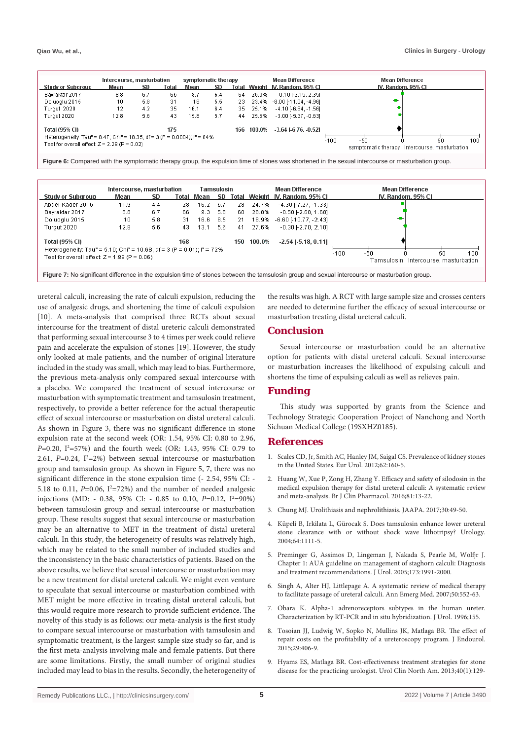Study or Subgroup | Intercourse, masturbation Mean SD Total | symptomatic therapy Mean SD Total | Weight | Mean Difference IV, Random, 95% CI

Bayraktar 2017 8.8 6.7 66 8.7 6.4 64 26.0% 0.10 [-2.15, 2.35]

Doluoglu 2015 10 5.8 31 18 5.5 23 23.4% -8.00 [-11.04, -4.96]

Turgut 2020 12 4.2 35 16.1 6.4 35 25.1% -4.10 [-6.64, -1.56]

Turgut 2020 12.8 5.6 43 15.8 5.7 44 25.6% -3.00 [-5.37, -0.63]

Total (95% CI) 175 166 100.0% -3.64 [-6.76, -0.52]

Heterogeneity: Tau² = 8.47; Chi² = 18.35, df = 3 (P = 0.0004); I² = 84%

Test for overall effect: Z = 2.28 (P = 0.02)

Mean Difference IV, Random, 95% CI

-100 -50 0 50 100

symptomatic therapy Intercourse, masturbation

**Figure 6:** Compared with the symptomatic therapy group, the expulsion time of stones was shortened in the sexual intercourse or masturbation group.

Study or Subgroup | Intercourse, masturbation Mean SD Total | Tamsulosin Mean SD Total | Weight | Mean Difference IV, Random, 95% CI

Abdel-Kader 2016 11.9 4.4 28 16.2 6.7 28 24.7% -4.30 [-7.27, -1.33]

Bayraktar 2017 8.8 6.7 66 9.3 5.8 60 28.8% -0.50 [-2.68, 1.68]

Doluoglu 2015 10 5.8 31 16.6 8.5 21 18.9% -6.60 [-10.77, -2.43]

Turgut 2020 12.8 5.6 43 13.1 5.6 41 27.6% -0.30 [-2.70, 2.10]

Total (95% CI) 168 150 100.0% -2.54 [-5.18, 0.11]

Heterogeneity: Tau² = 5.10; Chi² = 10.68, df = 3 (P = 0.01); I² = 72%

Test for overall effect: Z = 1.88 (P = 0.06)

Mean Difference IV, Random, 95% CI

-100 -50 0 50 100

Tamsulosin Intercourse, masturbation

**Figure 7:** No significant difference in the expulsion time of stones between the tamsulosin group and sexual intercourse or masturbation group.

ureteral calculi, increasing the rate of calculi expulsion, reducing the use of analgesic drugs, and shortening the time of calculi expulsion [10]. A meta-analysis that comprised three RCTs about sexual intercourse for the treatment of distal ureteric calculi demonstrated that performing sexual intercourse 3 to 4 times per week could relieve pain and accelerate the expulsion of stones [19]. However, the study only looked at male patients, and the number of original literature included in the study was small, which may lead to bias. Furthermore, the previous meta-analysis only compared sexual intercourse with a placebo. We compared the treatment of sexual intercourse or masturbation with symptomatic treatment and tamsulosin treatment, respectively, to provide a better reference for the actual therapeutic effect of sexual intercourse or masturbation on distal ureteral calculi. As shown in Figure 3, there was no significant difference in stone expulsion rate at the second week (OR: 1.54, 95% CI: 0.80 to 2.96, $P$=0.20, $I^2$=57%) and the fourth week (OR: 1.43, 95% CI: 0.79 to 2.61, $P$=0.24, $I^2$=2%) between sexual intercourse or masturbation group and tamsulosin group. As shown in Figure 5, 7, there was no significant difference in the stone expulsion time (- 2.54, 95% CI: -5.18 to 0.11, $P$=0.06, $I^2$=72%) and the number of needed analgesic injections (MD: - 0.38, 95% CI: - 0.85 to 0.10, $P$=0.12, $I^2$=90%) between tamsulosin group and sexual intercourse or masturbation group. These results suggest that sexual intercourse or masturbation may be an alternative to MET in the treatment of distal ureteral calculi. In this study, the heterogeneity of results was relatively high, which may be related to the small number of included studies and the inconsistency in the basic characteristics of patients. Based on the above results, we believe that sexual intercourse or masturbation may be a new treatment for distal ureteral calculi. We might even venture to speculate that sexual intercourse or masturbation combined with MET might be more effective in treating distal ureteral calculi, but this would require more research to provide sufficient evidence. The novelty of this study is as follows: our meta-analysis is the first study to compare sexual intercourse or masturbation with tamsulosin and symptomatic treatment, is the largest sample size study so far, and is the first meta-analysis involving male and female patients. But there are some limitations. Firstly, the small number of original studies included may lead to bias in the results. Secondly, the heterogeneity of the results was high. A RCT with large sample size and crosses centers are needed to determine further the efficacy of sexual intercourse or masturbation treating distal ureteral calculi.

## Conclusion

Sexual intercourse or masturbation could be an alternative option for patients with distal ureteral calculi. Sexual intercourse or masturbation increases the likelihood of expulsing calculi and shortens the time of expulsing calculi as well as relieves pain.

## Funding

This study was supported by grants from the Science and Technology Strategic Cooperation Project of Nanchong and North Sichuan Medical College (19SXHZ0185).

## References

1. Scales CD, Jr, Smith AC, Hanley JM, Saigal CS. Prevalence of kidney stones in the United States. Eur Urol. 2012;62:160-5.
2. Huang W, Xue P, Zong H, Zhang Y. Efficacy and safety of silodosin in the medical expulsion therapy for distal ureteral calculi: A systematic review and meta-analysis. Br J Clin Pharmacol. 2016;81:13-22.
3. Chung MJ. Urolithiasis and nephrolithiasis. JAAPA. 2017;30:49-50.
4. Küpeli B, Irkilata L, Gürocak S. Does tamsulosin enhance lower ureteral stone clearance with or without shock wave lithotripsy? Urology. 2004;64:1111-5.
5. Preminger G, Assimos D, Lingeman J, Nakada S, Pearle M, Wolfjr J. Chapter 1: AUA guideline on management of staghorn calculi: Diagnosis and treatment recommendations. J Urol. 2005;173:1991-2000.
6. Singh A, Alter HJ, Littlepage A. A systematic review of medical therapy to facilitate passage of ureteral calculi. Ann Emerg Med. 2007;50:552-63.
7. Obara K. Alpha-1 adrenoreceptors subtypes in the human ureter. Characterization by RT-PCR and in situ hybridization. J Urol. 1996;155.
8. Tosoian JJ, Ludwig W, Sopko N, Mullins JK, Matlaga BR. The effect of repair costs on the profitability of a ureteroscopy program. J Endourol. 2015;29:406-9.
9. Hyams ES, Matlaga BR. Cost-effectiveness treatment strategies for stone disease for the practicing urologist. Urol Clin North Am. 2013;40(1):129-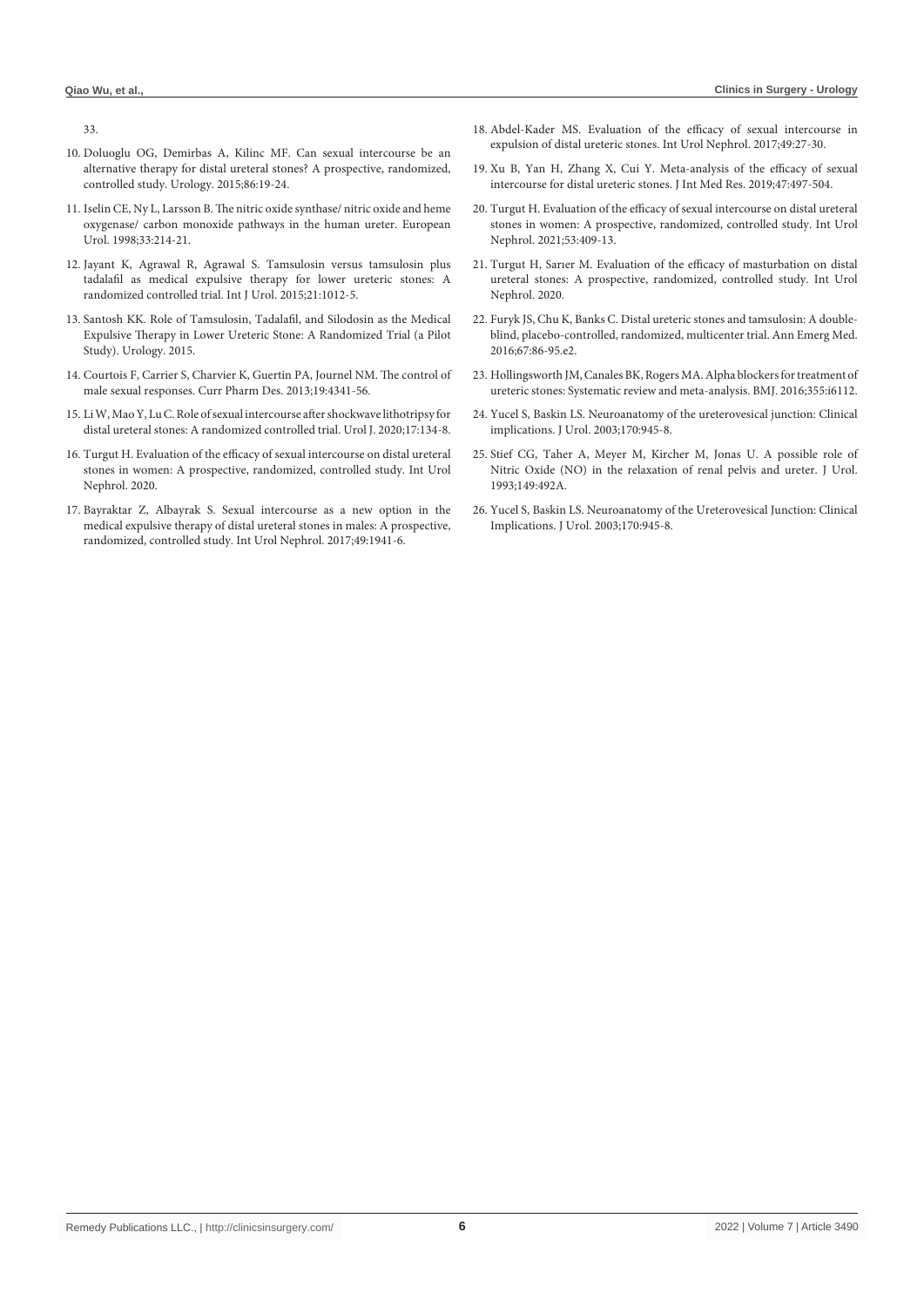33.

10. Doluoglu OG, Demirbas A, Kilinc MF. Can sexual intercourse be an alternative therapy for distal ureteral stones? A prospective, randomized, controlled study. Urology. 2015;86:19-24.

11. Iselin CE, Ny L, Larsson B. The nitric oxide synthase/ nitric oxide and heme oxygenase/ carbon monoxide pathways in the human ureter. European Urol. 1998;33:214-21.

12. Jayant K, Agrawal R, Agrawal S. Tamsulosin versus tamsulosin plus tadalafil as medical expulsive therapy for lower ureteric stones: A randomized controlled trial. Int J Urol. 2015;21:1012-5.

13. Santosh KK. Role of Tamsulosin, Tadalafil, and Silodosin as the Medical Expulsive Therapy in Lower Ureteric Stone: A Randomized Trial (a Pilot Study). Urology. 2015.

14. Courtois F, Carrier S, Charvier K, Guertin PA, Journel NM. The control of male sexual responses. Curr Pharm Des. 2013;19:4341-56.

15. Li W, Mao Y, Lu C. Role of sexual intercourse after shockwave lithotripsy for distal ureteral stones: A randomized controlled trial. Urol J. 2020;17:134-8.

16. Turgut H. Evaluation of the efficacy of sexual intercourse on distal ureteral stones in women: A prospective, randomized, controlled study. Int Urol Nephrol. 2020.

17. Bayraktar Z, Albayrak S. Sexual intercourse as a new option in the medical expulsive therapy of distal ureteral stones in males: A prospective, randomized, controlled study. Int Urol Nephrol. 2017;49:1941-6.

18. Abdel-Kader MS. Evaluation of the efficacy of sexual intercourse in expulsion of distal ureteric stones. Int Urol Nephrol. 2017;49:27-30.

19. Xu B, Yan H, Zhang X, Cui Y. Meta-analysis of the efficacy of sexual intercourse for distal ureteric stones. J Int Med Res. 2019;47:497-504.

20. Turgut H. Evaluation of the efficacy of sexual intercourse on distal ureteral stones in women: A prospective, randomized, controlled study. Int Urol Nephrol. 2021;53:409-13.

21. Turgut H, Sarıer M. Evaluation of the efficacy of masturbation on distal ureteral stones: A prospective, randomized, controlled study. Int Urol Nephrol. 2020.

22. Furyk JS, Chu K, Banks C. Distal ureteric stones and tamsulosin: A double-blind, placebo-controlled, randomized, multicenter trial. Ann Emerg Med. 2016;67:86-95.e2.

23. Hollingsworth JM, Canales BK, Rogers MA. Alpha blockers for treatment of ureteric stones: Systematic review and meta-analysis. BMJ. 2016;355:i6112.

24. Yucel S, Baskin LS. Neuroanatomy of the ureterovesical junction: Clinical implications. J Urol. 2003;170:945-8.

25. Stief CG, Taher A, Meyer M, Kircher M, Jonas U. A possible role of Nitric Oxide (NO) in the relaxation of renal pelvis and ureter. J Urol. 1993;149:492A.

26. Yucel S, Baskin LS. Neuroanatomy of the Ureterovesical Junction: Clinical Implications. J Urol. 2003;170:945-8.